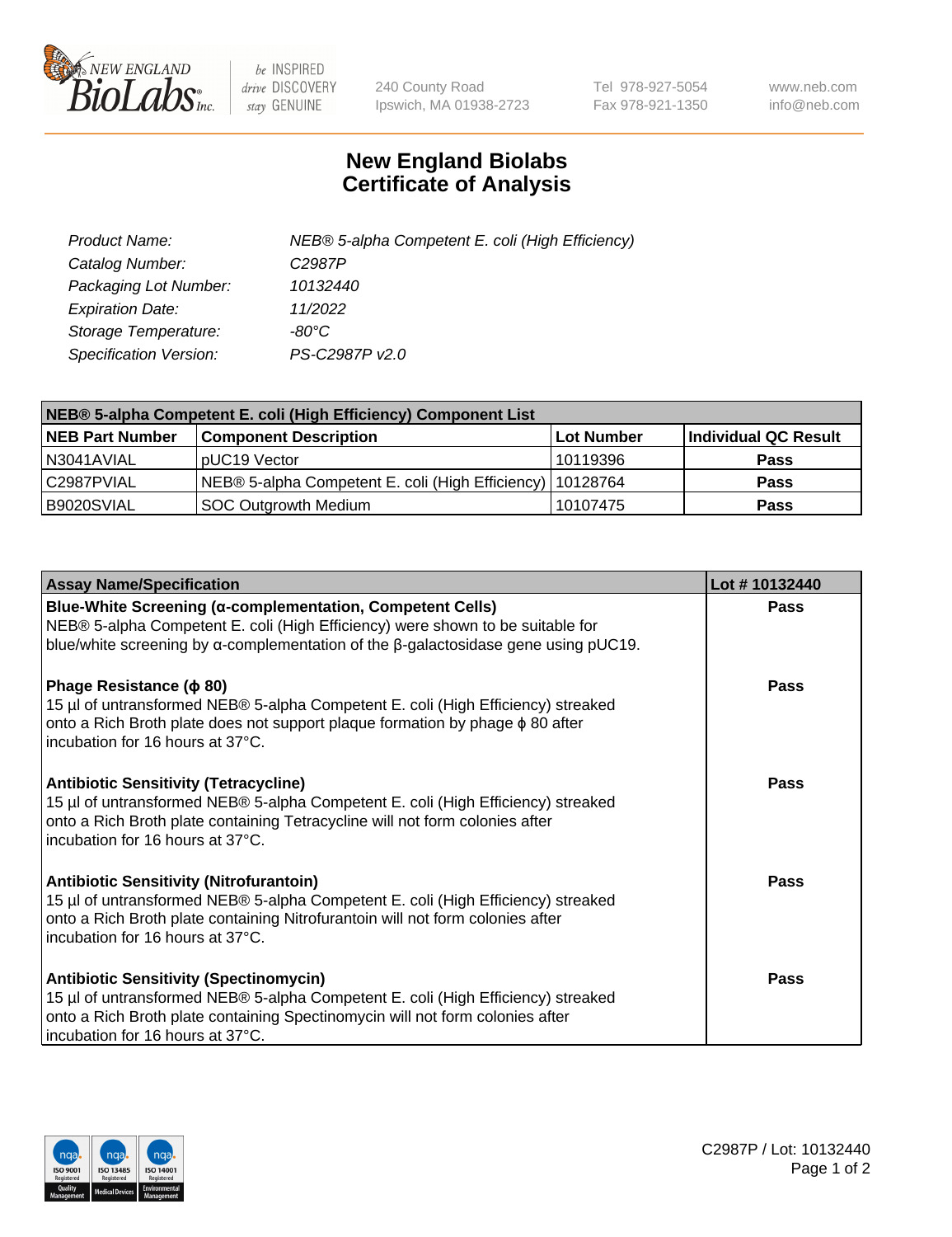New England Biolabs Inc. — be INSPIRED drive DISCOVERY stay GENUINE

240 County Road
Ipswich, MA 01938-2723

Tel 978-927-5054
Fax 978-921-1350

www.neb.com
info@neb.com

# New England Biolabs
# Certificate of Analysis

| | |
|---|---|
| *Product Name:* | *NEB® 5-alpha Competent E. coli (High Efficiency)* |
| *Catalog Number:* | *C2987P* |
| *Packaging Lot Number:* | *10132440* |
| *Expiration Date:* | *11/2022* |
| *Storage Temperature:* | *-80°C* |
| *Specification Version:* | *PS-C2987P v2.0* |

| NEB® 5-alpha Competent E. coli (High Efficiency) Component List | | | |
|---|---|---|---|
| **NEB Part Number** | **Component Description** | **Lot Number** | **Individual QC Result** |
| N3041AVIAL | pUC19 Vector | 10119396 | **Pass** |
| C2987PVIAL | NEB® 5-alpha Competent E. coli (High Efficiency) | 10128764 | **Pass** |
| B9020SVIAL | SOC Outgrowth Medium | 10107475 | **Pass** |

| Assay Name/Specification | Lot # 10132440 |
|---|---|
| **Blue-White Screening (α-complementation, Competent Cells)**<br>NEB® 5-alpha Competent E. coli (High Efficiency) were shown to be suitable for blue/white screening by α-complementation of the β-galactosidase gene using pUC19. | **Pass** |
| **Phage Resistance (ϕ 80)**<br>15 µl of untransformed NEB® 5-alpha Competent E. coli (High Efficiency) streaked onto a Rich Broth plate does not support plaque formation by phage ϕ 80 after incubation for 16 hours at 37°C. | **Pass** |
| **Antibiotic Sensitivity (Tetracycline)**<br>15 µl of untransformed NEB® 5-alpha Competent E. coli (High Efficiency) streaked onto a Rich Broth plate containing Tetracycline will not form colonies after incubation for 16 hours at 37°C. | **Pass** |
| **Antibiotic Sensitivity (Nitrofurantoin)**<br>15 µl of untransformed NEB® 5-alpha Competent E. coli (High Efficiency) streaked onto a Rich Broth plate containing Nitrofurantoin will not form colonies after incubation for 16 hours at 37°C. | **Pass** |
| **Antibiotic Sensitivity (Spectinomycin)**<br>15 µl of untransformed NEB® 5-alpha Competent E. coli (High Efficiency) streaked onto a Rich Broth plate containing Spectinomycin will not form colonies after incubation for 16 hours at 37°C. | **Pass** |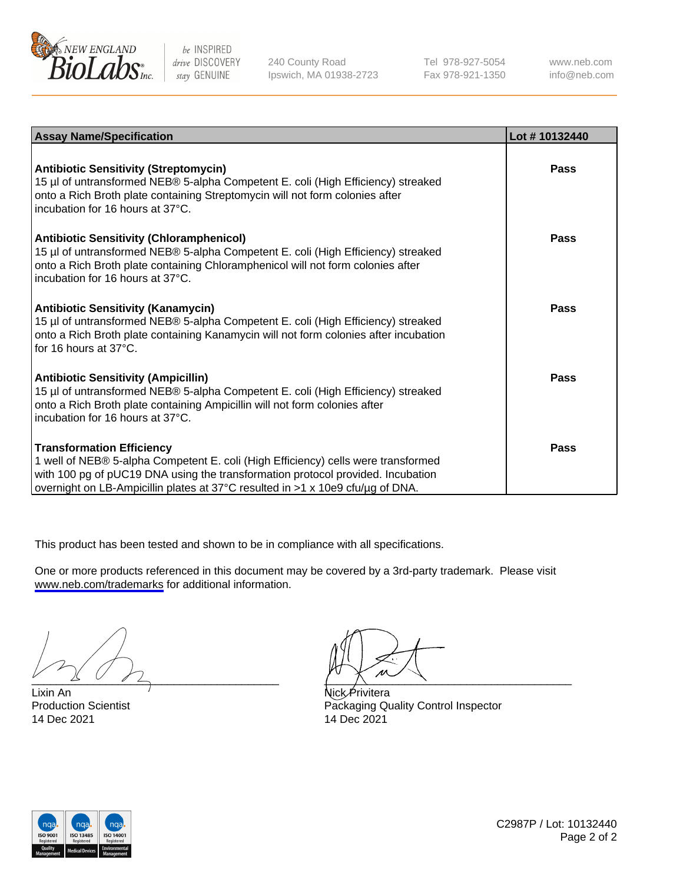| Assay Name/Specification | Lot # 10132440 |
| --- | --- |
| **Antibiotic Sensitivity (Streptomycin)**<br>15 µl of untransformed NEB® 5-alpha Competent E. coli (High Efficiency) streaked onto a Rich Broth plate containing Streptomycin will not form colonies after incubation for 16 hours at 37°C. | **Pass** |
| **Antibiotic Sensitivity (Chloramphenicol)**<br>15 µl of untransformed NEB® 5-alpha Competent E. coli (High Efficiency) streaked onto a Rich Broth plate containing Chloramphenicol will not form colonies after incubation for 16 hours at 37°C. | **Pass** |
| **Antibiotic Sensitivity (Kanamycin)**<br>15 µl of untransformed NEB® 5-alpha Competent E. coli (High Efficiency) streaked onto a Rich Broth plate containing Kanamycin will not form colonies after incubation for 16 hours at 37°C. | **Pass** |
| **Antibiotic Sensitivity (Ampicillin)**<br>15 µl of untransformed NEB® 5-alpha Competent E. coli (High Efficiency) streaked onto a Rich Broth plate containing Ampicillin will not form colonies after incubation for 16 hours at 37°C. | **Pass** |
| **Transformation Efficiency**<br>1 well of NEB® 5-alpha Competent E. coli (High Efficiency) cells were transformed with 100 pg of pUC19 DNA using the transformation protocol provided. Incubation overnight on LB-Ampicillin plates at 37°C resulted in >1 x 10e9 cfu/µg of DNA. | **Pass** |

This product has been tested and shown to be in compliance with all specifications.

One or more products referenced in this document may be covered by a 3rd-party trademark. Please visit www.neb.com/trademarks for additional information.

Lixin An
Production Scientist
14 Dec 2021

Nick Privitera
Packaging Quality Control Inspector
14 Dec 2021

C2987P / Lot: 10132440